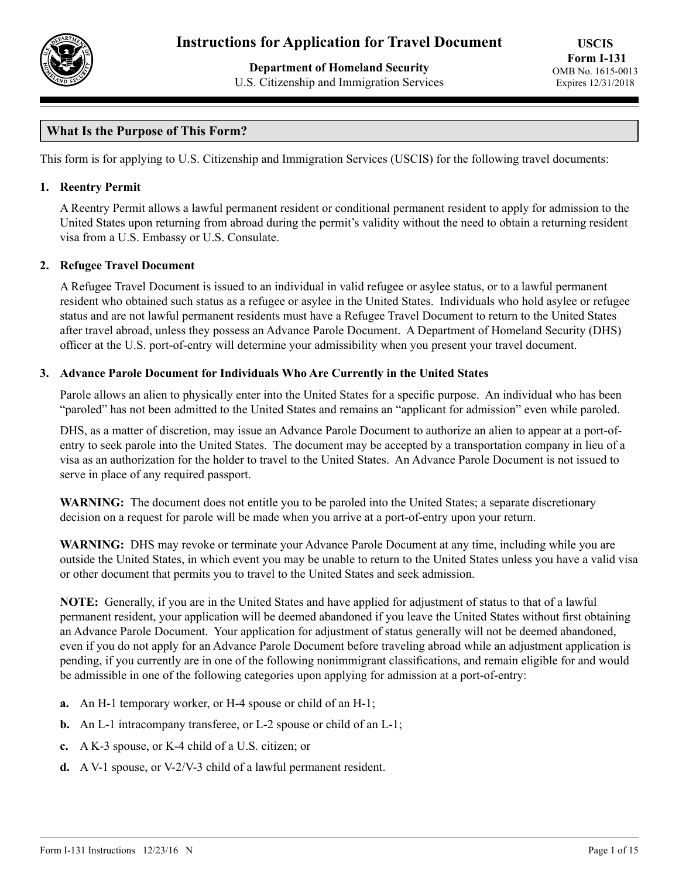# Instructions for Application for Travel Document

**Department of Homeland Security**
U.S. Citizenship and Immigration Services

**USCIS**
**Form I-131**
OMB No. 1615-0013
Expires 12/31/2018

## What Is the Purpose of This Form?

This form is for applying to U.S. Citizenship and Immigration Services (USCIS) for the following travel documents:

**1. Reentry Permit**

A Reentry Permit allows a lawful permanent resident or conditional permanent resident to apply for admission to the United States upon returning from abroad during the permit's validity without the need to obtain a returning resident visa from a U.S. Embassy or U.S. Consulate.

**2. Refugee Travel Document**

A Refugee Travel Document is issued to an individual in valid refugee or asylee status, or to a lawful permanent resident who obtained such status as a refugee or asylee in the United States. Individuals who hold asylee or refugee status and are not lawful permanent residents must have a Refugee Travel Document to return to the United States after travel abroad, unless they possess an Advance Parole Document. A Department of Homeland Security (DHS) officer at the U.S. port-of-entry will determine your admissibility when you present your travel document.

**3. Advance Parole Document for Individuals Who Are Currently in the United States**

Parole allows an alien to physically enter into the United States for a specific purpose. An individual who has been "paroled" has not been admitted to the United States and remains an "applicant for admission" even while paroled.

DHS, as a matter of discretion, may issue an Advance Parole Document to authorize an alien to appear at a port-of-entry to seek parole into the United States. The document may be accepted by a transportation company in lieu of a visa as an authorization for the holder to travel to the United States. An Advance Parole Document is not issued to serve in place of any required passport.

**WARNING:** The document does not entitle you to be paroled into the United States; a separate discretionary decision on a request for parole will be made when you arrive at a port-of-entry upon your return.

**WARNING:** DHS may revoke or terminate your Advance Parole Document at any time, including while you are outside the United States, in which event you may be unable to return to the United States unless you have a valid visa or other document that permits you to travel to the United States and seek admission.

**NOTE:** Generally, if you are in the United States and have applied for adjustment of status to that of a lawful permanent resident, your application will be deemed abandoned if you leave the United States without first obtaining an Advance Parole Document. Your application for adjustment of status generally will not be deemed abandoned, even if you do not apply for an Advance Parole Document before traveling abroad while an adjustment application is pending, if you currently are in one of the following nonimmigrant classifications, and remain eligible for and would be admissible in one of the following categories upon applying for admission at a port-of-entry:

**a.** An H-1 temporary worker, or H-4 spouse or child of an H-1;

**b.** An L-1 intracompany transferee, or L-2 spouse or child of an L-1;

**c.** A K-3 spouse, or K-4 child of a U.S. citizen; or

**d.** A V-1 spouse, or V-2/V-3 child of a lawful permanent resident.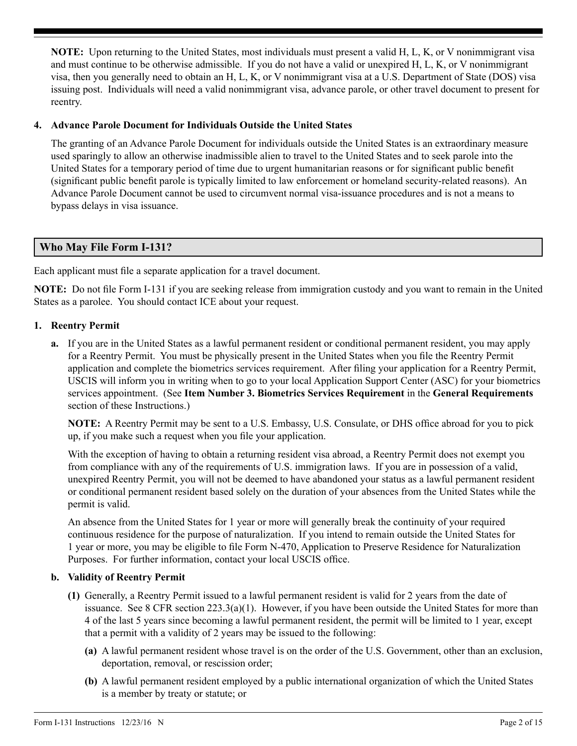**NOTE:** Upon returning to the United States, most individuals must present a valid H, L, K, or V nonimmigrant visa and must continue to be otherwise admissible. If you do not have a valid or unexpired H, L, K, or V nonimmigrant visa, then you generally need to obtain an H, L, K, or V nonimmigrant visa at a U.S. Department of State (DOS) visa issuing post. Individuals will need a valid nonimmigrant visa, advance parole, or other travel document to present for reentry.

**4. Advance Parole Document for Individuals Outside the United States**

The granting of an Advance Parole Document for individuals outside the United States is an extraordinary measure used sparingly to allow an otherwise inadmissible alien to travel to the United States and to seek parole into the United States for a temporary period of time due to urgent humanitarian reasons or for significant public benefit (significant public benefit parole is typically limited to law enforcement or homeland security-related reasons). An Advance Parole Document cannot be used to circumvent normal visa-issuance procedures and is not a means to bypass delays in visa issuance.

## Who May File Form I-131?

Each applicant must file a separate application for a travel document.

**NOTE:** Do not file Form I-131 if you are seeking release from immigration custody and you want to remain in the United States as a parolee. You should contact ICE about your request.

**1. Reentry Permit**

**a.** If you are in the United States as a lawful permanent resident or conditional permanent resident, you may apply for a Reentry Permit. You must be physically present in the United States when you file the Reentry Permit application and complete the biometrics services requirement. After filing your application for a Reentry Permit, USCIS will inform you in writing when to go to your local Application Support Center (ASC) for your biometrics services appointment. (See **Item Number 3. Biometrics Services Requirement** in the **General Requirements** section of these Instructions.)

**NOTE:** A Reentry Permit may be sent to a U.S. Embassy, U.S. Consulate, or DHS office abroad for you to pick up, if you make such a request when you file your application.

With the exception of having to obtain a returning resident visa abroad, a Reentry Permit does not exempt you from compliance with any of the requirements of U.S. immigration laws. If you are in possession of a valid, unexpired Reentry Permit, you will not be deemed to have abandoned your status as a lawful permanent resident or conditional permanent resident based solely on the duration of your absences from the United States while the permit is valid.

An absence from the United States for 1 year or more will generally break the continuity of your required continuous residence for the purpose of naturalization. If you intend to remain outside the United States for 1 year or more, you may be eligible to file Form N-470, Application to Preserve Residence for Naturalization Purposes. For further information, contact your local USCIS office.

**b. Validity of Reentry Permit**

**(1)** Generally, a Reentry Permit issued to a lawful permanent resident is valid for 2 years from the date of issuance. See 8 CFR section 223.3(a)(1). However, if you have been outside the United States for more than 4 of the last 5 years since becoming a lawful permanent resident, the permit will be limited to 1 year, except that a permit with a validity of 2 years may be issued to the following:

**(a)** A lawful permanent resident whose travel is on the order of the U.S. Government, other than an exclusion, deportation, removal, or rescission order;

**(b)** A lawful permanent resident employed by a public international organization of which the United States is a member by treaty or statute; or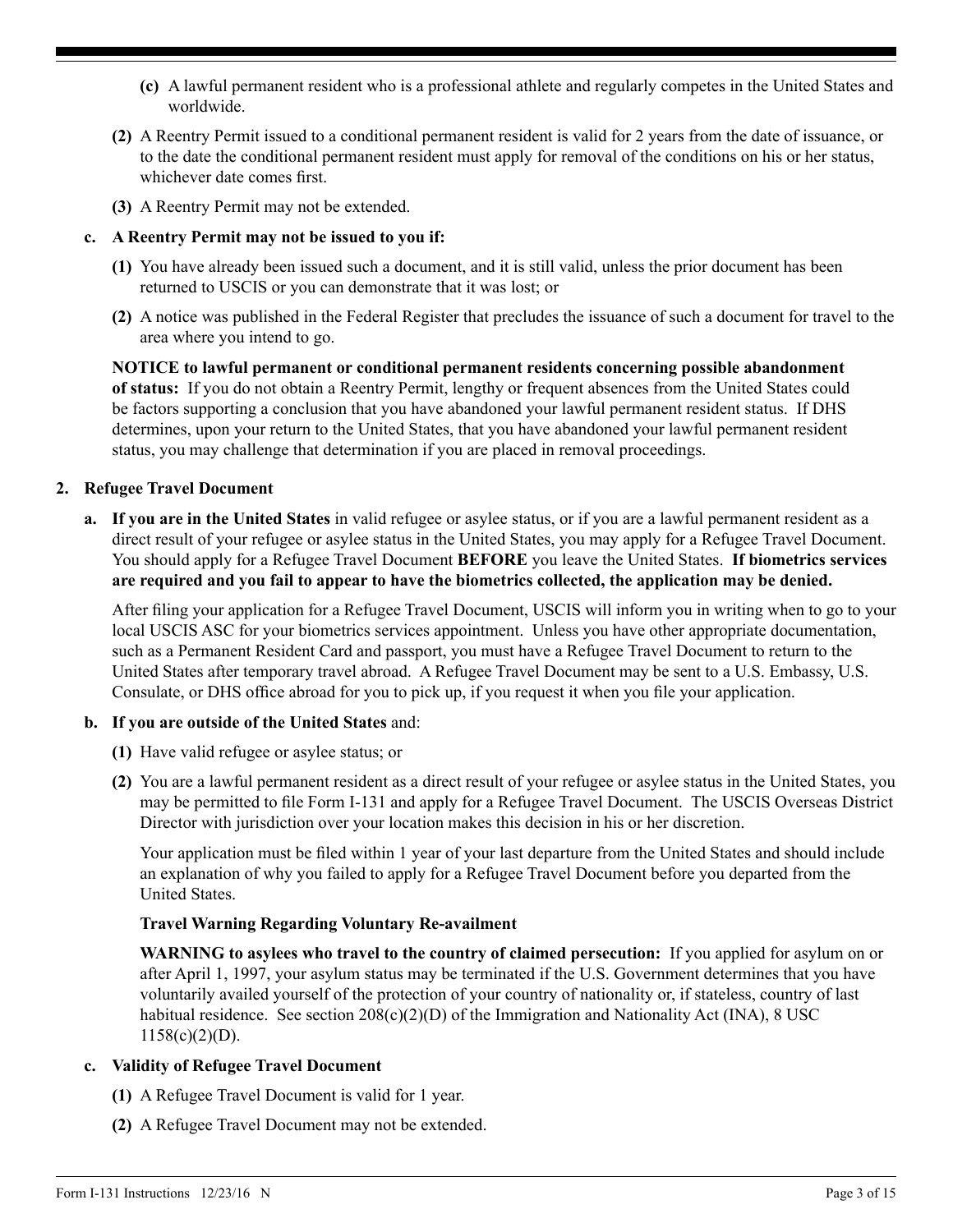**(c)** A lawful permanent resident who is a professional athlete and regularly competes in the United States and worldwide.

**(2)** A Reentry Permit issued to a conditional permanent resident is valid for 2 years from the date of issuance, or to the date the conditional permanent resident must apply for removal of the conditions on his or her status, whichever date comes first.

**(3)** A Reentry Permit may not be extended.

**c. A Reentry Permit may not be issued to you if:**

**(1)** You have already been issued such a document, and it is still valid, unless the prior document has been returned to USCIS or you can demonstrate that it was lost; or

**(2)** A notice was published in the Federal Register that precludes the issuance of such a document for travel to the area where you intend to go.

**NOTICE to lawful permanent or conditional permanent residents concerning possible abandonment of status:** If you do not obtain a Reentry Permit, lengthy or frequent absences from the United States could be factors supporting a conclusion that you have abandoned your lawful permanent resident status. If DHS determines, upon your return to the United States, that you have abandoned your lawful permanent resident status, you may challenge that determination if you are placed in removal proceedings.

**2. Refugee Travel Document**

**a. If you are in the United States** in valid refugee or asylee status, or if you are a lawful permanent resident as a direct result of your refugee or asylee status in the United States, you may apply for a Refugee Travel Document. You should apply for a Refugee Travel Document **BEFORE** you leave the United States. **If biometrics services are required and you fail to appear to have the biometrics collected, the application may be denied.**

After filing your application for a Refugee Travel Document, USCIS will inform you in writing when to go to your local USCIS ASC for your biometrics services appointment. Unless you have other appropriate documentation, such as a Permanent Resident Card and passport, you must have a Refugee Travel Document to return to the United States after temporary travel abroad. A Refugee Travel Document may be sent to a U.S. Embassy, U.S. Consulate, or DHS office abroad for you to pick up, if you request it when you file your application.

**b. If you are outside of the United States** and:

**(1)** Have valid refugee or asylee status; or

**(2)** You are a lawful permanent resident as a direct result of your refugee or asylee status in the United States, you may be permitted to file Form I-131 and apply for a Refugee Travel Document. The USCIS Overseas District Director with jurisdiction over your location makes this decision in his or her discretion.

Your application must be filed within 1 year of your last departure from the United States and should include an explanation of why you failed to apply for a Refugee Travel Document before you departed from the United States.

**Travel Warning Regarding Voluntary Re-availment**

**WARNING to asylees who travel to the country of claimed persecution:** If you applied for asylum on or after April 1, 1997, your asylum status may be terminated if the U.S. Government determines that you have voluntarily availed yourself of the protection of your country of nationality or, if stateless, country of last habitual residence. See section 208(c)(2)(D) of the Immigration and Nationality Act (INA), 8 USC 1158(c)(2)(D).

**c. Validity of Refugee Travel Document**

**(1)** A Refugee Travel Document is valid for 1 year.

**(2)** A Refugee Travel Document may not be extended.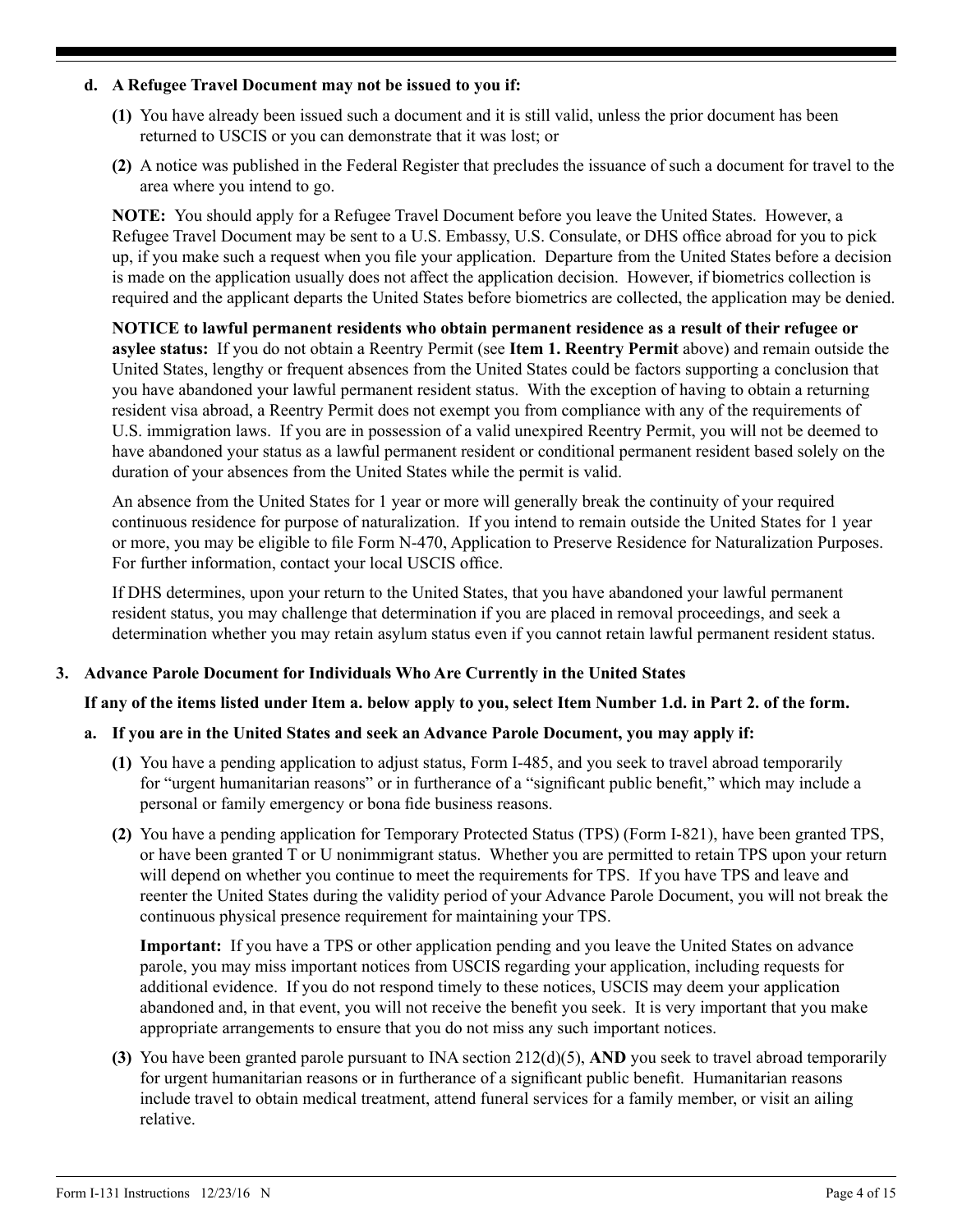**d. A Refugee Travel Document may not be issued to you if:**

**(1)** You have already been issued such a document and it is still valid, unless the prior document has been returned to USCIS or you can demonstrate that it was lost; or

**(2)** A notice was published in the Federal Register that precludes the issuance of such a document for travel to the area where you intend to go.

**NOTE:** You should apply for a Refugee Travel Document before you leave the United States. However, a Refugee Travel Document may be sent to a U.S. Embassy, U.S. Consulate, or DHS office abroad for you to pick up, if you make such a request when you file your application. Departure from the United States before a decision is made on the application usually does not affect the application decision. However, if biometrics collection is required and the applicant departs the United States before biometrics are collected, the application may be denied.

**NOTICE to lawful permanent residents who obtain permanent residence as a result of their refugee or asylee status:** If you do not obtain a Reentry Permit (see **Item 1. Reentry Permit** above) and remain outside the United States, lengthy or frequent absences from the United States could be factors supporting a conclusion that you have abandoned your lawful permanent resident status. With the exception of having to obtain a returning resident visa abroad, a Reentry Permit does not exempt you from compliance with any of the requirements of U.S. immigration laws. If you are in possession of a valid unexpired Reentry Permit, you will not be deemed to have abandoned your status as a lawful permanent resident or conditional permanent resident based solely on the duration of your absences from the United States while the permit is valid.

An absence from the United States for 1 year or more will generally break the continuity of your required continuous residence for purpose of naturalization. If you intend to remain outside the United States for 1 year or more, you may be eligible to file Form N-470, Application to Preserve Residence for Naturalization Purposes. For further information, contact your local USCIS office.

If DHS determines, upon your return to the United States, that you have abandoned your lawful permanent resident status, you may challenge that determination if you are placed in removal proceedings, and seek a determination whether you may retain asylum status even if you cannot retain lawful permanent resident status.

**3. Advance Parole Document for Individuals Who Are Currently in the United States**

**If any of the items listed under Item a. below apply to you, select Item Number 1.d. in Part 2. of the form.**

**a. If you are in the United States and seek an Advance Parole Document, you may apply if:**

**(1)** You have a pending application to adjust status, Form I-485, and you seek to travel abroad temporarily for "urgent humanitarian reasons" or in furtherance of a "significant public benefit," which may include a personal or family emergency or bona fide business reasons.

**(2)** You have a pending application for Temporary Protected Status (TPS) (Form I-821), have been granted TPS, or have been granted T or U nonimmigrant status. Whether you are permitted to retain TPS upon your return will depend on whether you continue to meet the requirements for TPS. If you have TPS and leave and reenter the United States during the validity period of your Advance Parole Document, you will not break the continuous physical presence requirement for maintaining your TPS.

**Important:** If you have a TPS or other application pending and you leave the United States on advance parole, you may miss important notices from USCIS regarding your application, including requests for additional evidence. If you do not respond timely to these notices, USCIS may deem your application abandoned and, in that event, you will not receive the benefit you seek. It is very important that you make appropriate arrangements to ensure that you do not miss any such important notices.

**(3)** You have been granted parole pursuant to INA section 212(d)(5), **AND** you seek to travel abroad temporarily for urgent humanitarian reasons or in furtherance of a significant public benefit. Humanitarian reasons include travel to obtain medical treatment, attend funeral services for a family member, or visit an ailing relative.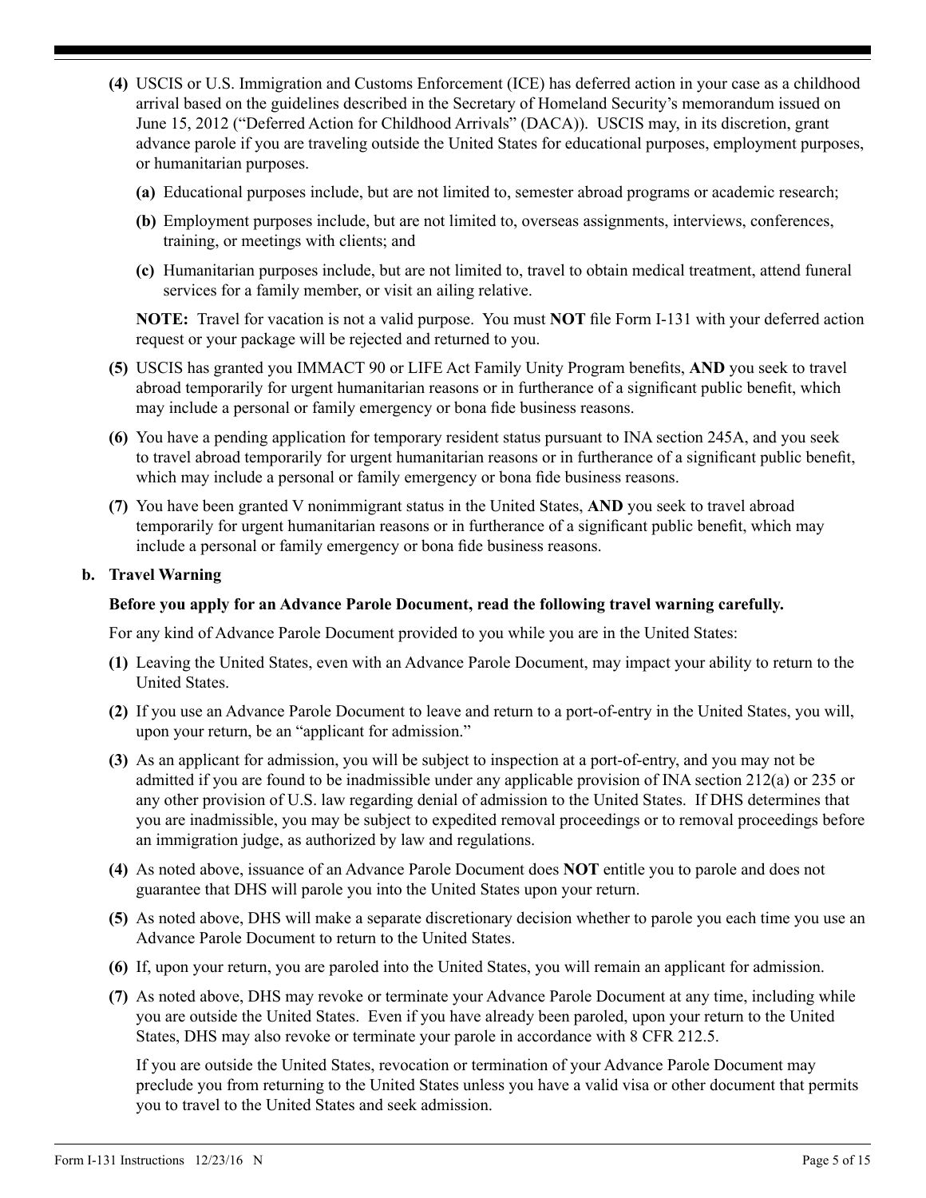**(4)** USCIS or U.S. Immigration and Customs Enforcement (ICE) has deferred action in your case as a childhood arrival based on the guidelines described in the Secretary of Homeland Security's memorandum issued on June 15, 2012 ("Deferred Action for Childhood Arrivals" (DACA)). USCIS may, in its discretion, grant advance parole if you are traveling outside the United States for educational purposes, employment purposes, or humanitarian purposes.

**(a)** Educational purposes include, but are not limited to, semester abroad programs or academic research;

**(b)** Employment purposes include, but are not limited to, overseas assignments, interviews, conferences, training, or meetings with clients; and

**(c)** Humanitarian purposes include, but are not limited to, travel to obtain medical treatment, attend funeral services for a family member, or visit an ailing relative.

**NOTE:** Travel for vacation is not a valid purpose. You must **NOT** file Form I-131 with your deferred action request or your package will be rejected and returned to you.

**(5)** USCIS has granted you IMMACT 90 or LIFE Act Family Unity Program benefits, **AND** you seek to travel abroad temporarily for urgent humanitarian reasons or in furtherance of a significant public benefit, which may include a personal or family emergency or bona fide business reasons.

**(6)** You have a pending application for temporary resident status pursuant to INA section 245A, and you seek to travel abroad temporarily for urgent humanitarian reasons or in furtherance of a significant public benefit, which may include a personal or family emergency or bona fide business reasons.

**(7)** You have been granted V nonimmigrant status in the United States, **AND** you seek to travel abroad temporarily for urgent humanitarian reasons or in furtherance of a significant public benefit, which may include a personal or family emergency or bona fide business reasons.

**b. Travel Warning**

**Before you apply for an Advance Parole Document, read the following travel warning carefully.**

For any kind of Advance Parole Document provided to you while you are in the United States:

**(1)** Leaving the United States, even with an Advance Parole Document, may impact your ability to return to the United States.

**(2)** If you use an Advance Parole Document to leave and return to a port-of-entry in the United States, you will, upon your return, be an "applicant for admission."

**(3)** As an applicant for admission, you will be subject to inspection at a port-of-entry, and you may not be admitted if you are found to be inadmissible under any applicable provision of INA section 212(a) or 235 or any other provision of U.S. law regarding denial of admission to the United States. If DHS determines that you are inadmissible, you may be subject to expedited removal proceedings or to removal proceedings before an immigration judge, as authorized by law and regulations.

**(4)** As noted above, issuance of an Advance Parole Document does **NOT** entitle you to parole and does not guarantee that DHS will parole you into the United States upon your return.

**(5)** As noted above, DHS will make a separate discretionary decision whether to parole you each time you use an Advance Parole Document to return to the United States.

**(6)** If, upon your return, you are paroled into the United States, you will remain an applicant for admission.

**(7)** As noted above, DHS may revoke or terminate your Advance Parole Document at any time, including while you are outside the United States. Even if you have already been paroled, upon your return to the United States, DHS may also revoke or terminate your parole in accordance with 8 CFR 212.5.

If you are outside the United States, revocation or termination of your Advance Parole Document may preclude you from returning to the United States unless you have a valid visa or other document that permits you to travel to the United States and seek admission.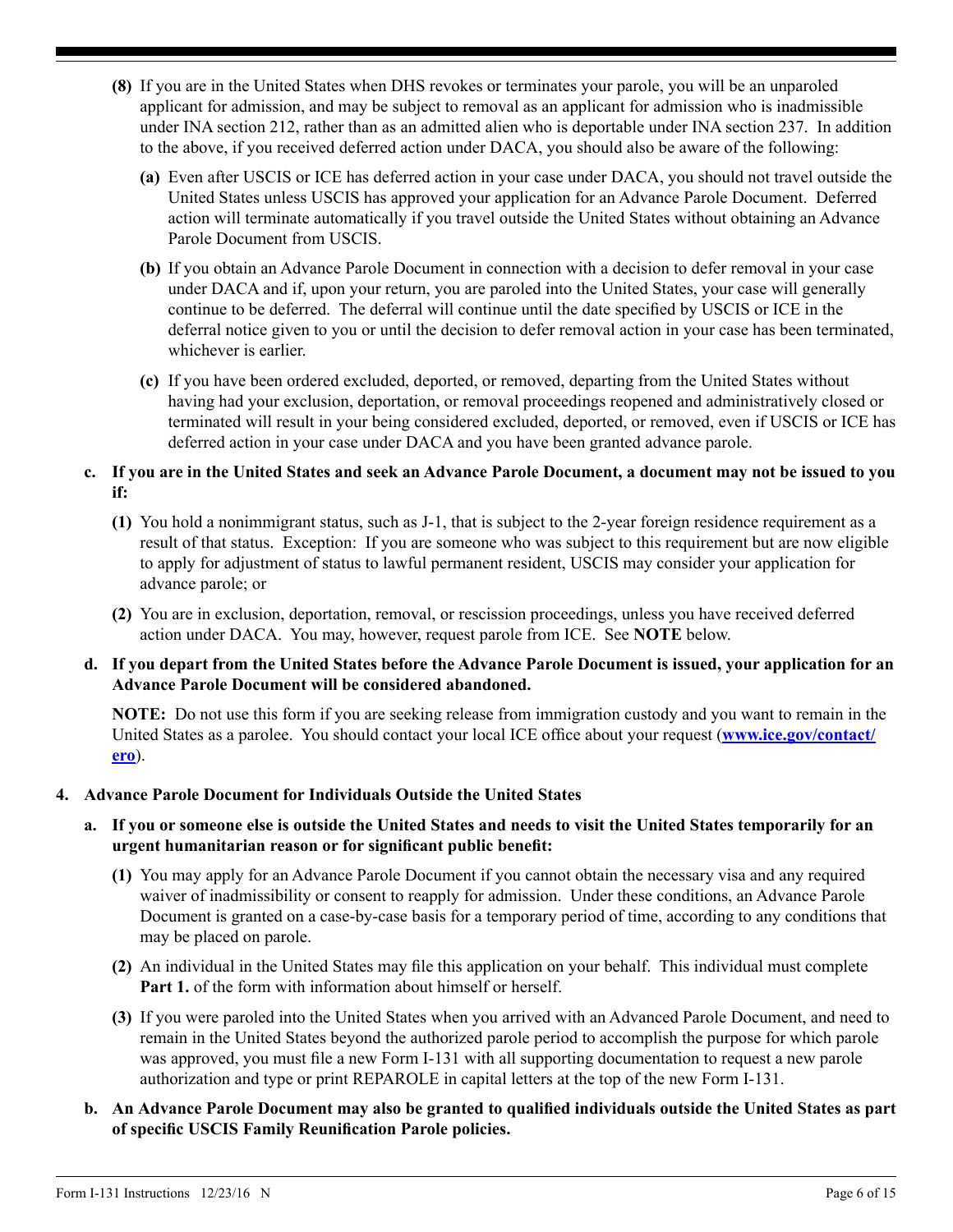**(8)** If you are in the United States when DHS revokes or terminates your parole, you will be an unparoled applicant for admission, and may be subject to removal as an applicant for admission who is inadmissible under INA section 212, rather than as an admitted alien who is deportable under INA section 237. In addition to the above, if you received deferred action under DACA, you should also be aware of the following:

**(a)** Even after USCIS or ICE has deferred action in your case under DACA, you should not travel outside the United States unless USCIS has approved your application for an Advance Parole Document. Deferred action will terminate automatically if you travel outside the United States without obtaining an Advance Parole Document from USCIS.

**(b)** If you obtain an Advance Parole Document in connection with a decision to defer removal in your case under DACA and if, upon your return, you are paroled into the United States, your case will generally continue to be deferred. The deferral will continue until the date specified by USCIS or ICE in the deferral notice given to you or until the decision to defer removal action in your case has been terminated, whichever is earlier.

**(c)** If you have been ordered excluded, deported, or removed, departing from the United States without having had your exclusion, deportation, or removal proceedings reopened and administratively closed or terminated will result in your being considered excluded, deported, or removed, even if USCIS or ICE has deferred action in your case under DACA and you have been granted advance parole.

**c. If you are in the United States and seek an Advance Parole Document, a document may not be issued to you if:**

**(1)** You hold a nonimmigrant status, such as J-1, that is subject to the 2-year foreign residence requirement as a result of that status. Exception: If you are someone who was subject to this requirement but are now eligible to apply for adjustment of status to lawful permanent resident, USCIS may consider your application for advance parole; or

**(2)** You are in exclusion, deportation, removal, or rescission proceedings, unless you have received deferred action under DACA. You may, however, request parole from ICE. See **NOTE** below.

**d. If you depart from the United States before the Advance Parole Document is issued, your application for an Advance Parole Document will be considered abandoned.**

**NOTE:** Do not use this form if you are seeking release from immigration custody and you want to remain in the United States as a parolee. You should contact your local ICE office about your request (**www.ice.gov/contact/ero**).

## 4. Advance Parole Document for Individuals Outside the United States

**a. If you or someone else is outside the United States and needs to visit the United States temporarily for an urgent humanitarian reason or for significant public benefit:**

**(1)** You may apply for an Advance Parole Document if you cannot obtain the necessary visa and any required waiver of inadmissibility or consent to reapply for admission. Under these conditions, an Advance Parole Document is granted on a case-by-case basis for a temporary period of time, according to any conditions that may be placed on parole.

**(2)** An individual in the United States may file this application on your behalf. This individual must complete **Part 1.** of the form with information about himself or herself.

**(3)** If you were paroled into the United States when you arrived with an Advanced Parole Document, and need to remain in the United States beyond the authorized parole period to accomplish the purpose for which parole was approved, you must file a new Form I-131 with all supporting documentation to request a new parole authorization and type or print REPAROLE in capital letters at the top of the new Form I-131.

**b. An Advance Parole Document may also be granted to qualified individuals outside the United States as part of specific USCIS Family Reunification Parole policies.**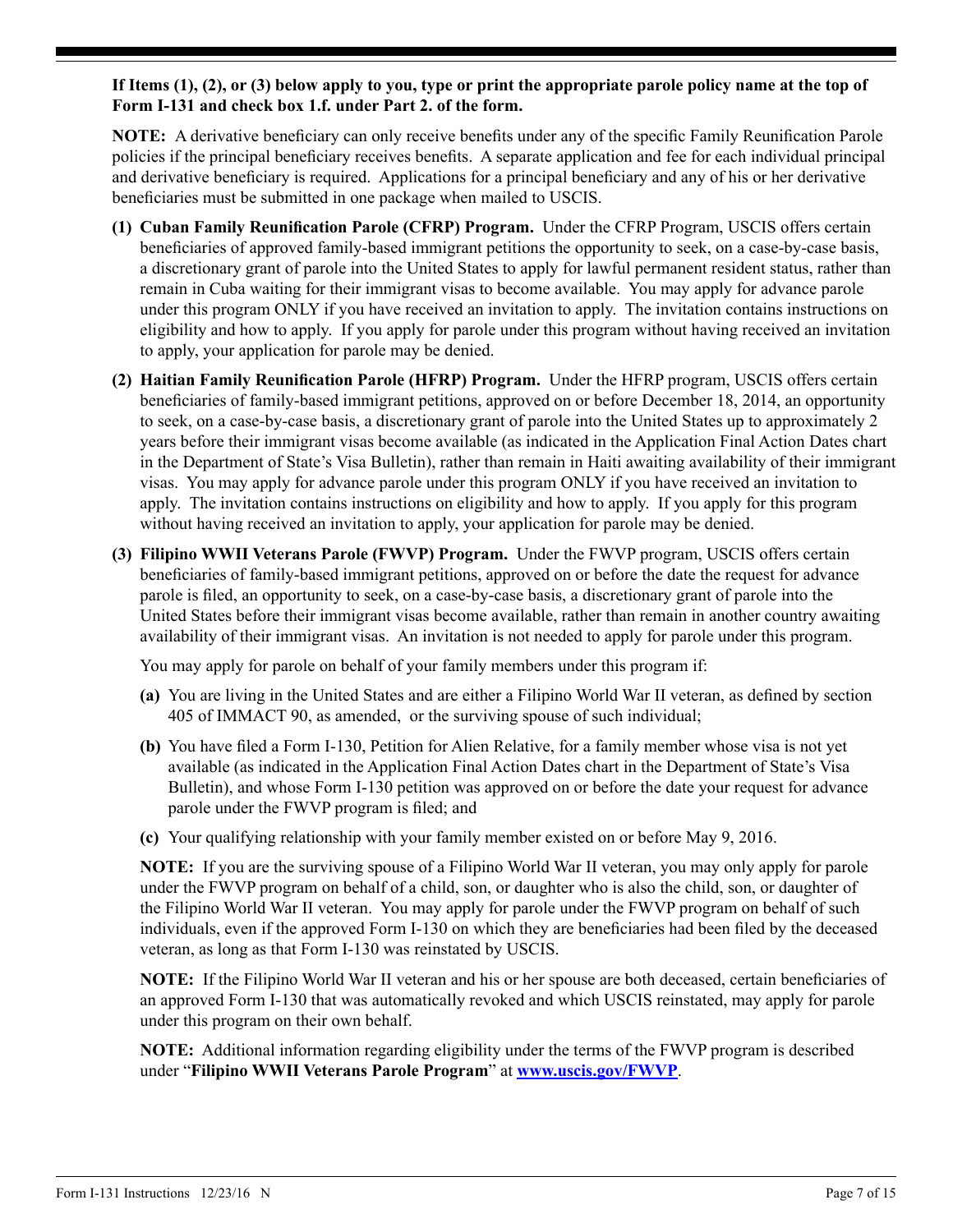**If Items (1), (2), or (3) below apply to you, type or print the appropriate parole policy name at the top of Form I-131 and check box 1.f. under Part 2. of the form.**

**NOTE:** A derivative beneficiary can only receive benefits under any of the specific Family Reunification Parole policies if the principal beneficiary receives benefits. A separate application and fee for each individual principal and derivative beneficiary is required. Applications for a principal beneficiary and any of his or her derivative beneficiaries must be submitted in one package when mailed to USCIS.

**(1) Cuban Family Reunification Parole (CFRP) Program.** Under the CFRP Program, USCIS offers certain beneficiaries of approved family-based immigrant petitions the opportunity to seek, on a case-by-case basis, a discretionary grant of parole into the United States to apply for lawful permanent resident status, rather than remain in Cuba waiting for their immigrant visas to become available. You may apply for advance parole under this program ONLY if you have received an invitation to apply. The invitation contains instructions on eligibility and how to apply. If you apply for parole under this program without having received an invitation to apply, your application for parole may be denied.

**(2) Haitian Family Reunification Parole (HFRP) Program.** Under the HFRP program, USCIS offers certain beneficiaries of family-based immigrant petitions, approved on or before December 18, 2014, an opportunity to seek, on a case-by-case basis, a discretionary grant of parole into the United States up to approximately 2 years before their immigrant visas become available (as indicated in the Application Final Action Dates chart in the Department of State's Visa Bulletin), rather than remain in Haiti awaiting availability of their immigrant visas. You may apply for advance parole under this program ONLY if you have received an invitation to apply. The invitation contains instructions on eligibility and how to apply. If you apply for this program without having received an invitation to apply, your application for parole may be denied.

**(3) Filipino WWII Veterans Parole (FWVP) Program.** Under the FWVP program, USCIS offers certain beneficiaries of family-based immigrant petitions, approved on or before the date the request for advance parole is filed, an opportunity to seek, on a case-by-case basis, a discretionary grant of parole into the United States before their immigrant visas become available, rather than remain in another country awaiting availability of their immigrant visas. An invitation is not needed to apply for parole under this program.

You may apply for parole on behalf of your family members under this program if:

**(a)** You are living in the United States and are either a Filipino World War II veteran, as defined by section 405 of IMMACT 90, as amended, or the surviving spouse of such individual;

**(b)** You have filed a Form I-130, Petition for Alien Relative, for a family member whose visa is not yet available (as indicated in the Application Final Action Dates chart in the Department of State's Visa Bulletin), and whose Form I-130 petition was approved on or before the date your request for advance parole under the FWVP program is filed; and

**(c)** Your qualifying relationship with your family member existed on or before May 9, 2016.

**NOTE:** If you are the surviving spouse of a Filipino World War II veteran, you may only apply for parole under the FWVP program on behalf of a child, son, or daughter who is also the child, son, or daughter of the Filipino World War II veteran. You may apply for parole under the FWVP program on behalf of such individuals, even if the approved Form I-130 on which they are beneficiaries had been filed by the deceased veteran, as long as that Form I-130 was reinstated by USCIS.

**NOTE:** If the Filipino World War II veteran and his or her spouse are both deceased, certain beneficiaries of an approved Form I-130 that was automatically revoked and which USCIS reinstated, may apply for parole under this program on their own behalf.

**NOTE:** Additional information regarding eligibility under the terms of the FWVP program is described under "**Filipino WWII Veterans Parole Program**" at **www.uscis.gov/FWVP**.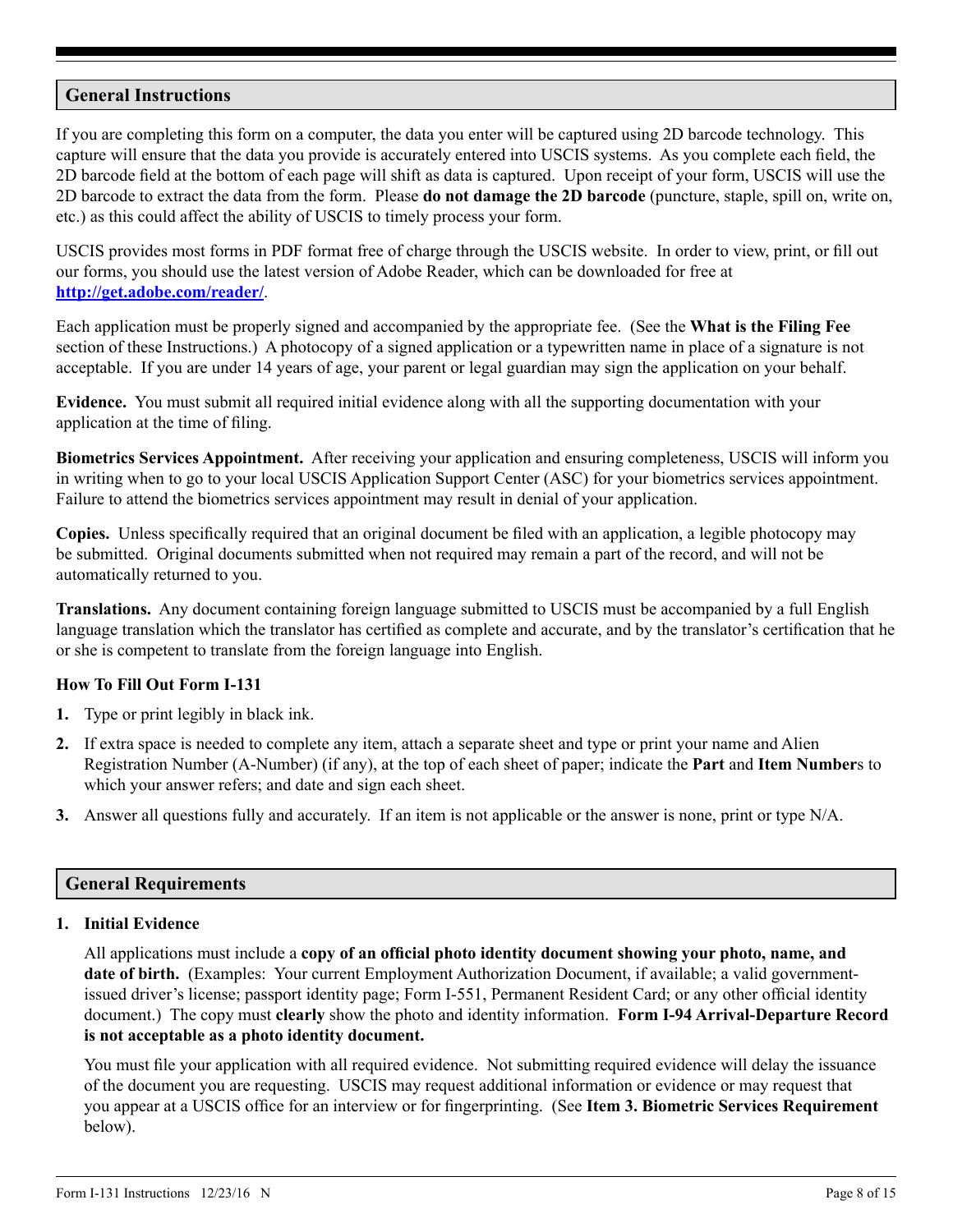## General Instructions

If you are completing this form on a computer, the data you enter will be captured using 2D barcode technology. This capture will ensure that the data you provide is accurately entered into USCIS systems. As you complete each field, the 2D barcode field at the bottom of each page will shift as data is captured. Upon receipt of your form, USCIS will use the 2D barcode to extract the data from the form. Please **do not damage the 2D barcode** (puncture, staple, spill on, write on, etc.) as this could affect the ability of USCIS to timely process your form.

USCIS provides most forms in PDF format free of charge through the USCIS website. In order to view, print, or fill out our forms, you should use the latest version of Adobe Reader, which can be downloaded for free at **http://get.adobe.com/reader/**.

Each application must be properly signed and accompanied by the appropriate fee. (See the **What is the Filing Fee** section of these Instructions.) A photocopy of a signed application or a typewritten name in place of a signature is not acceptable. If you are under 14 years of age, your parent or legal guardian may sign the application on your behalf.

**Evidence.** You must submit all required initial evidence along with all the supporting documentation with your application at the time of filing.

**Biometrics Services Appointment.** After receiving your application and ensuring completeness, USCIS will inform you in writing when to go to your local USCIS Application Support Center (ASC) for your biometrics services appointment. Failure to attend the biometrics services appointment may result in denial of your application.

**Copies.** Unless specifically required that an original document be filed with an application, a legible photocopy may be submitted. Original documents submitted when not required may remain a part of the record, and will not be automatically returned to you.

**Translations.** Any document containing foreign language submitted to USCIS must be accompanied by a full English language translation which the translator has certified as complete and accurate, and by the translator's certification that he or she is competent to translate from the foreign language into English.

### How To Fill Out Form I-131

1. Type or print legibly in black ink.
2. If extra space is needed to complete any item, attach a separate sheet and type or print your name and Alien Registration Number (A-Number) (if any), at the top of each sheet of paper; indicate the **Part** and **Item Number**s to which your answer refers; and date and sign each sheet.
3. Answer all questions fully and accurately. If an item is not applicable or the answer is none, print or type N/A.

## General Requirements

**1. Initial Evidence**

All applications must include a **copy of an official photo identity document showing your photo, name, and date of birth.** (Examples: Your current Employment Authorization Document, if available; a valid government-issued driver's license; passport identity page; Form I-551, Permanent Resident Card; or any other official identity document.) The copy must **clearly** show the photo and identity information. **Form I-94 Arrival-Departure Record is not acceptable as a photo identity document.**

You must file your application with all required evidence. Not submitting required evidence will delay the issuance of the document you are requesting. USCIS may request additional information or evidence or may request that you appear at a USCIS office for an interview or for fingerprinting. (See **Item 3. Biometric Services Requirement** below).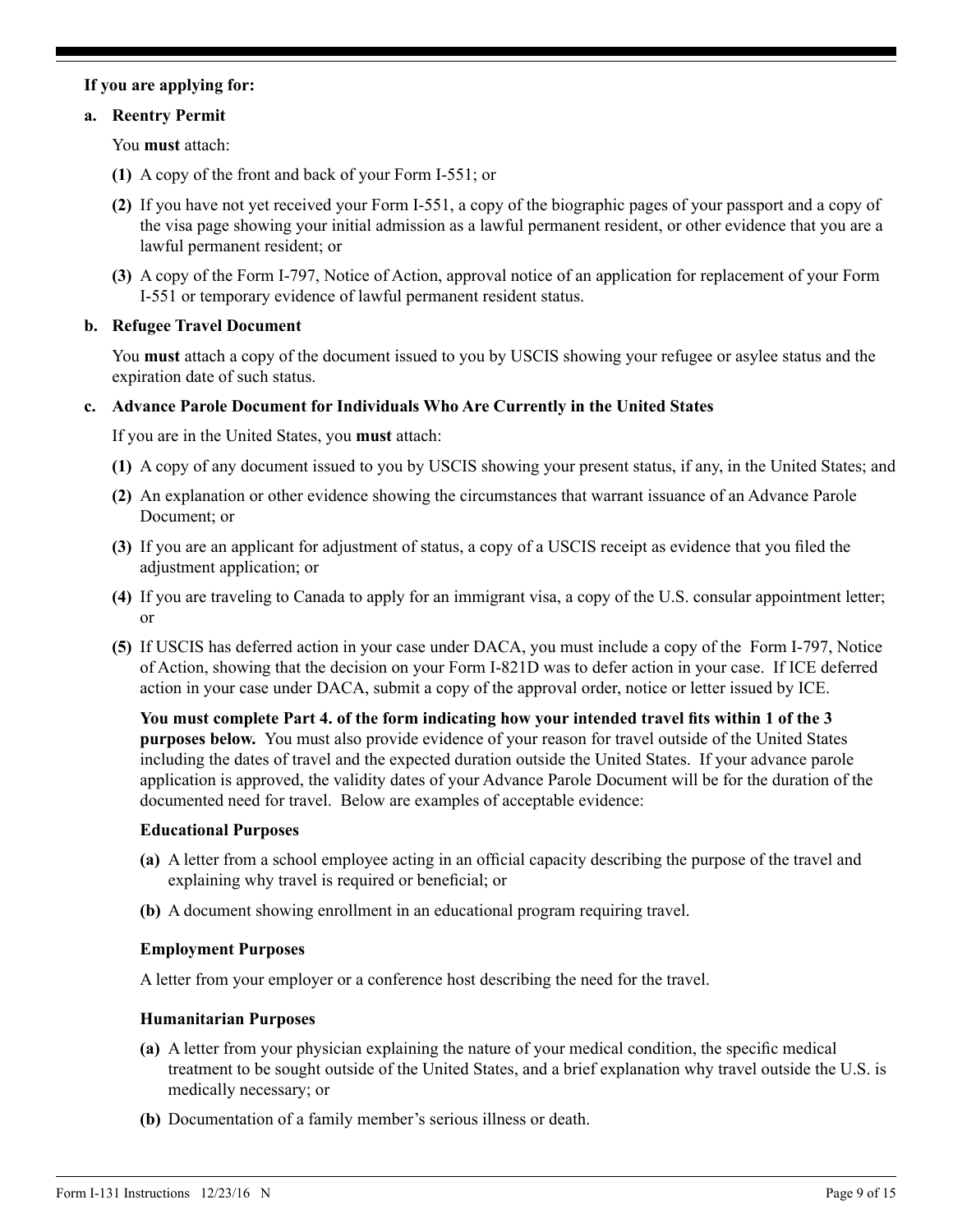**If you are applying for:**

**a. Reentry Permit**

You **must** attach:

**(1)** A copy of the front and back of your Form I-551; or

**(2)** If you have not yet received your Form I-551, a copy of the biographic pages of your passport and a copy of the visa page showing your initial admission as a lawful permanent resident, or other evidence that you are a lawful permanent resident; or

**(3)** A copy of the Form I-797, Notice of Action, approval notice of an application for replacement of your Form I-551 or temporary evidence of lawful permanent resident status.

**b. Refugee Travel Document**

You **must** attach a copy of the document issued to you by USCIS showing your refugee or asylee status and the expiration date of such status.

**c. Advance Parole Document for Individuals Who Are Currently in the United States**

If you are in the United States, you **must** attach:

**(1)** A copy of any document issued to you by USCIS showing your present status, if any, in the United States; and

**(2)** An explanation or other evidence showing the circumstances that warrant issuance of an Advance Parole Document; or

**(3)** If you are an applicant for adjustment of status, a copy of a USCIS receipt as evidence that you filed the adjustment application; or

**(4)** If you are traveling to Canada to apply for an immigrant visa, a copy of the U.S. consular appointment letter; or

**(5)** If USCIS has deferred action in your case under DACA, you must include a copy of the Form I-797, Notice of Action, showing that the decision on your Form I-821D was to defer action in your case. If ICE deferred action in your case under DACA, submit a copy of the approval order, notice or letter issued by ICE.

**You must complete Part 4. of the form indicating how your intended travel fits within 1 of the 3 purposes below.** You must also provide evidence of your reason for travel outside of the United States including the dates of travel and the expected duration outside the United States. If your advance parole application is approved, the validity dates of your Advance Parole Document will be for the duration of the documented need for travel. Below are examples of acceptable evidence:

**Educational Purposes**

**(a)** A letter from a school employee acting in an official capacity describing the purpose of the travel and explaining why travel is required or beneficial; or

**(b)** A document showing enrollment in an educational program requiring travel.

**Employment Purposes**

A letter from your employer or a conference host describing the need for the travel.

**Humanitarian Purposes**

**(a)** A letter from your physician explaining the nature of your medical condition, the specific medical treatment to be sought outside of the United States, and a brief explanation why travel outside the U.S. is medically necessary; or

**(b)** Documentation of a family member's serious illness or death.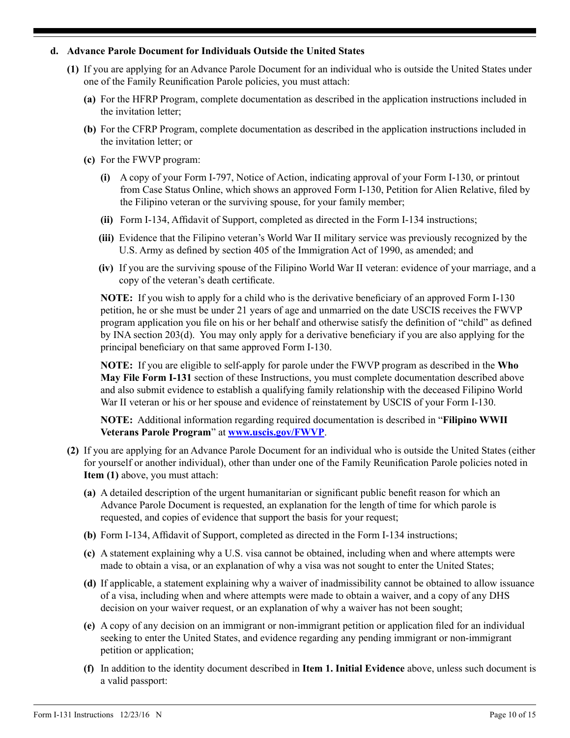**d. Advance Parole Document for Individuals Outside the United States**

**(1)** If you are applying for an Advance Parole Document for an individual who is outside the United States under one of the Family Reunification Parole policies, you must attach:

**(a)** For the HFRP Program, complete documentation as described in the application instructions included in the invitation letter;

**(b)** For the CFRP Program, complete documentation as described in the application instructions included in the invitation letter; or

**(c)** For the FWVP program:

**(i)** A copy of your Form I-797, Notice of Action, indicating approval of your Form I-130, or printout from Case Status Online, which shows an approved Form I-130, Petition for Alien Relative, filed by the Filipino veteran or the surviving spouse, for your family member;

**(ii)** Form I-134, Affidavit of Support, completed as directed in the Form I-134 instructions;

**(iii)** Evidence that the Filipino veteran's World War II military service was previously recognized by the U.S. Army as defined by section 405 of the Immigration Act of 1990, as amended; and

**(iv)** If you are the surviving spouse of the Filipino World War II veteran: evidence of your marriage, and a copy of the veteran's death certificate.

**NOTE:** If you wish to apply for a child who is the derivative beneficiary of an approved Form I-130 petition, he or she must be under 21 years of age and unmarried on the date USCIS receives the FWVP program application you file on his or her behalf and otherwise satisfy the definition of "child" as defined by INA section 203(d). You may only apply for a derivative beneficiary if you are also applying for the principal beneficiary on that same approved Form I-130.

**NOTE:** If you are eligible to self-apply for parole under the FWVP program as described in the **Who May File Form I-131** section of these Instructions, you must complete documentation described above and also submit evidence to establish a qualifying family relationship with the deceased Filipino World War II veteran or his or her spouse and evidence of reinstatement by USCIS of your Form I-130.

**NOTE:** Additional information regarding required documentation is described in "**Filipino WWII Veterans Parole Program**" at **www.uscis.gov/FWVP**.

**(2)** If you are applying for an Advance Parole Document for an individual who is outside the United States (either for yourself or another individual), other than under one of the Family Reunification Parole policies noted in **Item (1)** above, you must attach:

**(a)** A detailed description of the urgent humanitarian or significant public benefit reason for which an Advance Parole Document is requested, an explanation for the length of time for which parole is requested, and copies of evidence that support the basis for your request;

**(b)** Form I-134, Affidavit of Support, completed as directed in the Form I-134 instructions;

**(c)** A statement explaining why a U.S. visa cannot be obtained, including when and where attempts were made to obtain a visa, or an explanation of why a visa was not sought to enter the United States;

**(d)** If applicable, a statement explaining why a waiver of inadmissibility cannot be obtained to allow issuance of a visa, including when and where attempts were made to obtain a waiver, and a copy of any DHS decision on your waiver request, or an explanation of why a waiver has not been sought;

**(e)** A copy of any decision on an immigrant or non-immigrant petition or application filed for an individual seeking to enter the United States, and evidence regarding any pending immigrant or non-immigrant petition or application;

**(f)** In addition to the identity document described in **Item 1. Initial Evidence** above, unless such document is a valid passport: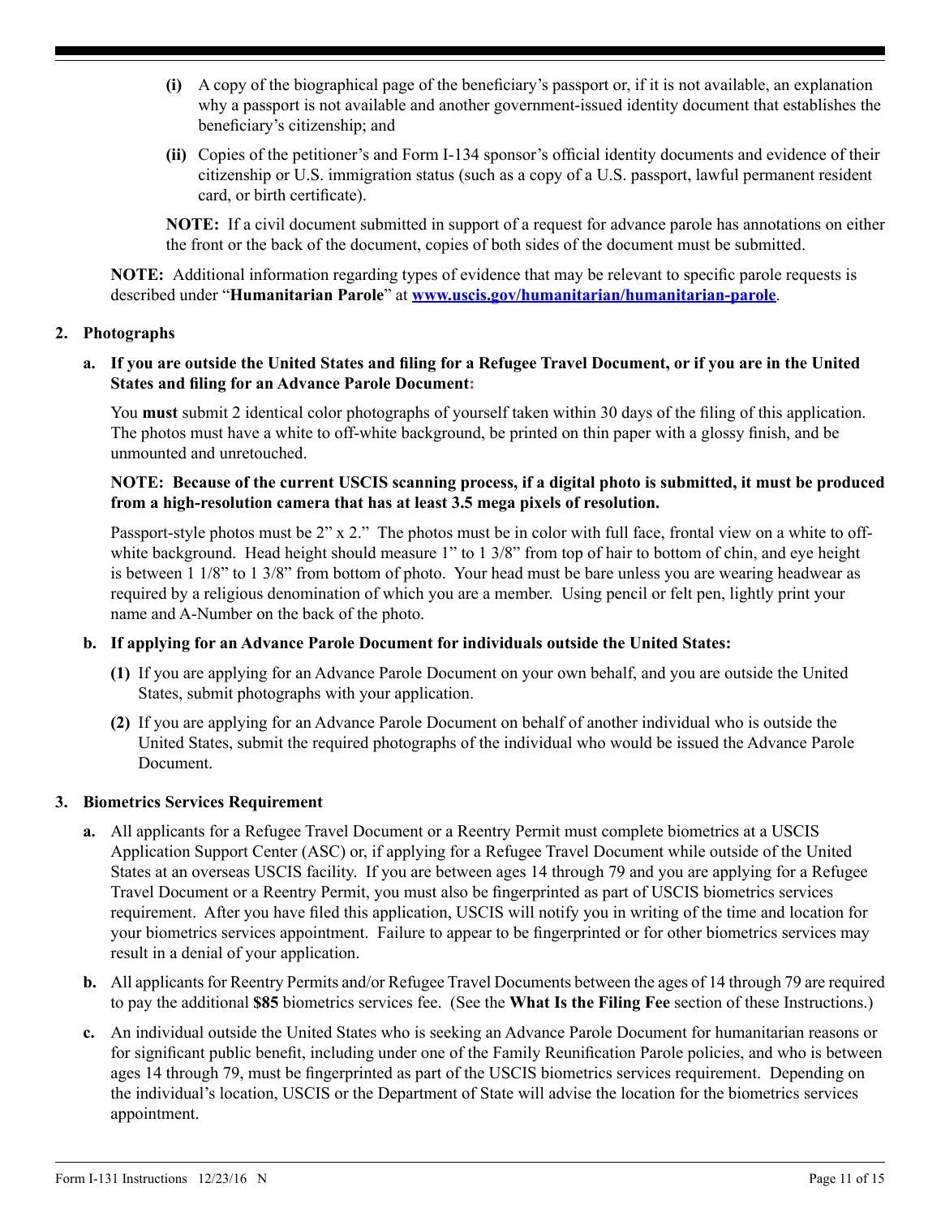**(i)** A copy of the biographical page of the beneficiary's passport or, if it is not available, an explanation why a passport is not available and another government-issued identity document that establishes the beneficiary's citizenship; and

**(ii)** Copies of the petitioner's and Form I-134 sponsor's official identity documents and evidence of their citizenship or U.S. immigration status (such as a copy of a U.S. passport, lawful permanent resident card, or birth certificate).

**NOTE:** If a civil document submitted in support of a request for advance parole has annotations on either the front or the back of the document, copies of both sides of the document must be submitted.

**NOTE:** Additional information regarding types of evidence that may be relevant to specific parole requests is described under "**Humanitarian Parole**" at **www.uscis.gov/humanitarian/humanitarian-parole**.

**2. Photographs**

**a. If you are outside the United States and filing for a Refugee Travel Document, or if you are in the United States and filing for an Advance Parole Document:**

You **must** submit 2 identical color photographs of yourself taken within 30 days of the filing of this application. The photos must have a white to off-white background, be printed on thin paper with a glossy finish, and be unmounted and unretouched.

**NOTE: Because of the current USCIS scanning process, if a digital photo is submitted, it must be produced from a high-resolution camera that has at least 3.5 mega pixels of resolution.**

Passport-style photos must be 2" x 2." The photos must be in color with full face, frontal view on a white to off-white background. Head height should measure 1" to 1 3/8" from top of hair to bottom of chin, and eye height is between 1 1/8" to 1 3/8" from bottom of photo. Your head must be bare unless you are wearing headwear as required by a religious denomination of which you are a member. Using pencil or felt pen, lightly print your name and A-Number on the back of the photo.

**b. If applying for an Advance Parole Document for individuals outside the United States:**

**(1)** If you are applying for an Advance Parole Document on your own behalf, and you are outside the United States, submit photographs with your application.

**(2)** If you are applying for an Advance Parole Document on behalf of another individual who is outside the United States, submit the required photographs of the individual who would be issued the Advance Parole Document.

**3. Biometrics Services Requirement**

**a.** All applicants for a Refugee Travel Document or a Reentry Permit must complete biometrics at a USCIS Application Support Center (ASC) or, if applying for a Refugee Travel Document while outside of the United States at an overseas USCIS facility. If you are between ages 14 through 79 and you are applying for a Refugee Travel Document or a Reentry Permit, you must also be fingerprinted as part of USCIS biometrics services requirement. After you have filed this application, USCIS will notify you in writing of the time and location for your biometrics services appointment. Failure to appear to be fingerprinted or for other biometrics services may result in a denial of your application.

**b.** All applicants for Reentry Permits and/or Refugee Travel Documents between the ages of 14 through 79 are required to pay the additional **$85** biometrics services fee. (See the **What Is the Filing Fee** section of these Instructions.)

**c.** An individual outside the United States who is seeking an Advance Parole Document for humanitarian reasons or for significant public benefit, including under one of the Family Reunification Parole policies, and who is between ages 14 through 79, must be fingerprinted as part of the USCIS biometrics services requirement. Depending on the individual's location, USCIS or the Department of State will advise the location for the biometrics services appointment.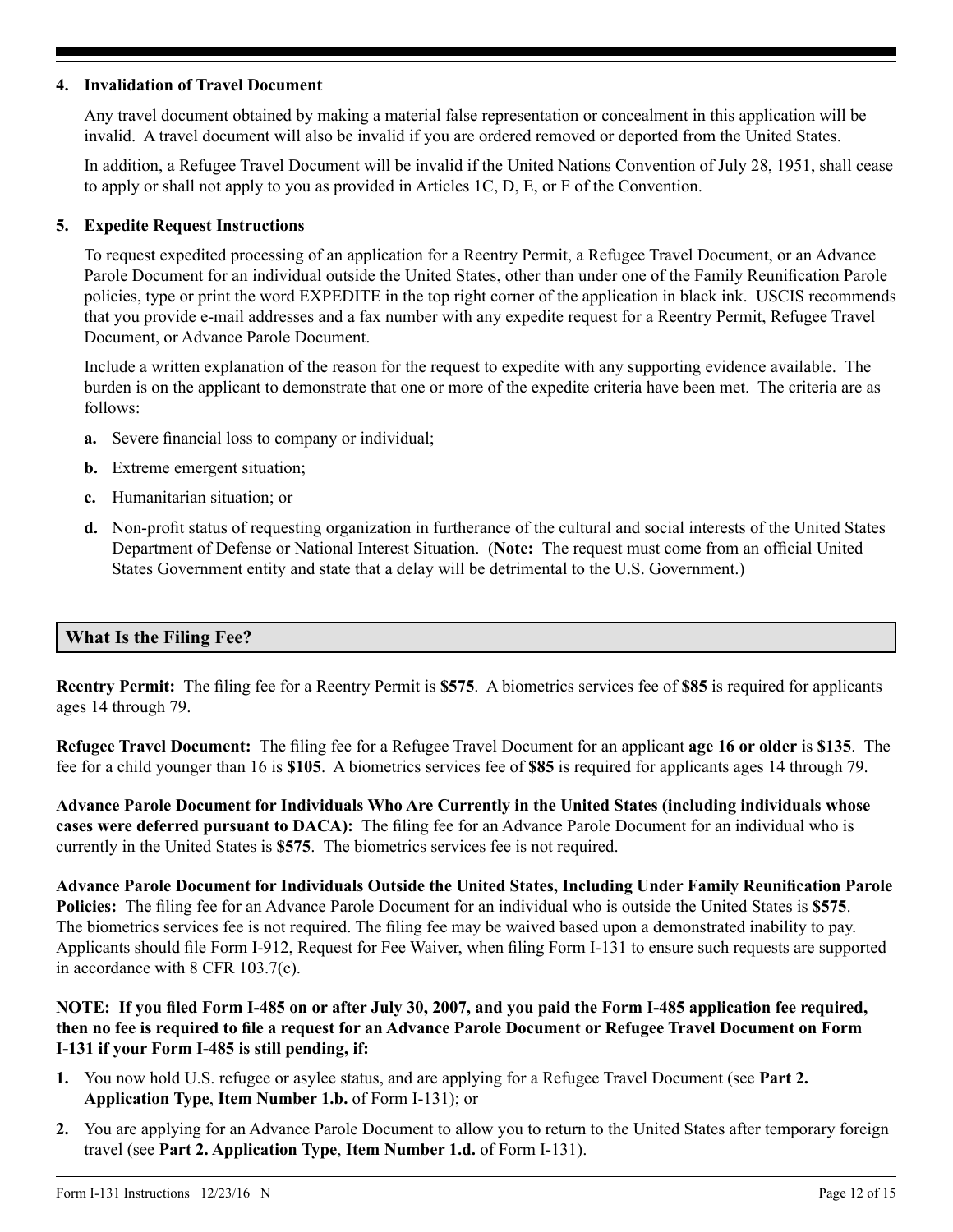**4. Invalidation of Travel Document**

Any travel document obtained by making a material false representation or concealment in this application will be invalid. A travel document will also be invalid if you are ordered removed or deported from the United States.

In addition, a Refugee Travel Document will be invalid if the United Nations Convention of July 28, 1951, shall cease to apply or shall not apply to you as provided in Articles 1C, D, E, or F of the Convention.

**5. Expedite Request Instructions**

To request expedited processing of an application for a Reentry Permit, a Refugee Travel Document, or an Advance Parole Document for an individual outside the United States, other than under one of the Family Reunification Parole policies, type or print the word EXPEDITE in the top right corner of the application in black ink. USCIS recommends that you provide e-mail addresses and a fax number with any expedite request for a Reentry Permit, Refugee Travel Document, or Advance Parole Document.

Include a written explanation of the reason for the request to expedite with any supporting evidence available. The burden is on the applicant to demonstrate that one or more of the expedite criteria have been met. The criteria are as follows:

**a.** Severe financial loss to company or individual;

**b.** Extreme emergent situation;

**c.** Humanitarian situation; or

**d.** Non-profit status of requesting organization in furtherance of the cultural and social interests of the United States Department of Defense or National Interest Situation. (**Note:** The request must come from an official United States Government entity and state that a delay will be detrimental to the U.S. Government.)

## What Is the Filing Fee?

**Reentry Permit:** The filing fee for a Reentry Permit is **$575**. A biometrics services fee of **$85** is required for applicants ages 14 through 79.

**Refugee Travel Document:** The filing fee for a Refugee Travel Document for an applicant **age 16 or older** is **$135**. The fee for a child younger than 16 is **$105**. A biometrics services fee of **$85** is required for applicants ages 14 through 79.

**Advance Parole Document for Individuals Who Are Currently in the United States (including individuals whose cases were deferred pursuant to DACA):** The filing fee for an Advance Parole Document for an individual who is currently in the United States is **$575**. The biometrics services fee is not required.

**Advance Parole Document for Individuals Outside the United States, Including Under Family Reunification Parole Policies:** The filing fee for an Advance Parole Document for an individual who is outside the United States is **$575**. The biometrics services fee is not required. The filing fee may be waived based upon a demonstrated inability to pay. Applicants should file Form I-912, Request for Fee Waiver, when filing Form I-131 to ensure such requests are supported in accordance with 8 CFR 103.7(c).

**NOTE: If you filed Form I-485 on or after July 30, 2007, and you paid the Form I-485 application fee required, then no fee is required to file a request for an Advance Parole Document or Refugee Travel Document on Form I-131 if your Form I-485 is still pending, if:**

1. You now hold U.S. refugee or asylee status, and are applying for a Refugee Travel Document (see **Part 2. Application Type**, **Item Number 1.b.** of Form I-131); or
2. You are applying for an Advance Parole Document to allow you to return to the United States after temporary foreign travel (see **Part 2. Application Type**, **Item Number 1.d.** of Form I-131).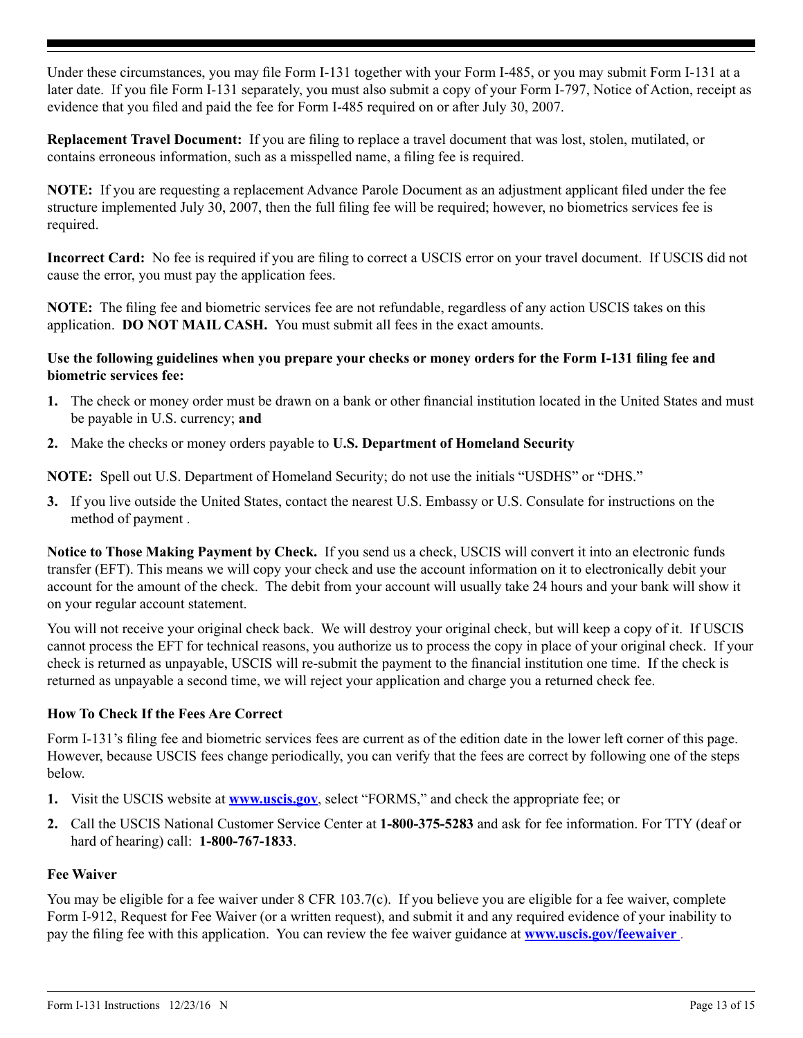Under these circumstances, you may file Form I-131 together with your Form I-485, or you may submit Form I-131 at a later date. If you file Form I-131 separately, you must also submit a copy of your Form I-797, Notice of Action, receipt as evidence that you filed and paid the fee for Form I-485 required on or after July 30, 2007.

**Replacement Travel Document:** If you are filing to replace a travel document that was lost, stolen, mutilated, or contains erroneous information, such as a misspelled name, a filing fee is required.

**NOTE:** If you are requesting a replacement Advance Parole Document as an adjustment applicant filed under the fee structure implemented July 30, 2007, then the full filing fee will be required; however, no biometrics services fee is required.

**Incorrect Card:** No fee is required if you are filing to correct a USCIS error on your travel document. If USCIS did not cause the error, you must pay the application fees.

**NOTE:** The filing fee and biometric services fee are not refundable, regardless of any action USCIS takes on this application. **DO NOT MAIL CASH.** You must submit all fees in the exact amounts.

**Use the following guidelines when you prepare your checks or money orders for the Form I-131 filing fee and biometric services fee:**

1. The check or money order must be drawn on a bank or other financial institution located in the United States and must be payable in U.S. currency; **and**
2. Make the checks or money orders payable to **U.S. Department of Homeland Security**

**NOTE:** Spell out U.S. Department of Homeland Security; do not use the initials "USDHS" or "DHS."

3. If you live outside the United States, contact the nearest U.S. Embassy or U.S. Consulate for instructions on the method of payment .

**Notice to Those Making Payment by Check.** If you send us a check, USCIS will convert it into an electronic funds transfer (EFT). This means we will copy your check and use the account information on it to electronically debit your account for the amount of the check. The debit from your account will usually take 24 hours and your bank will show it on your regular account statement.

You will not receive your original check back. We will destroy your original check, but will keep a copy of it. If USCIS cannot process the EFT for technical reasons, you authorize us to process the copy in place of your original check. If your check is returned as unpayable, USCIS will re-submit the payment to the financial institution one time. If the check is returned as unpayable a second time, we will reject your application and charge you a returned check fee.

### How To Check If the Fees Are Correct

Form I-131's filing fee and biometric services fees are current as of the edition date in the lower left corner of this page. However, because USCIS fees change periodically, you can verify that the fees are correct by following one of the steps below.

1. Visit the USCIS website at **www.uscis.gov**, select "FORMS," and check the appropriate fee; or
2. Call the USCIS National Customer Service Center at **1-800-375-5283** and ask for fee information. For TTY (deaf or hard of hearing) call: **1-800-767-1833**.

### Fee Waiver

You may be eligible for a fee waiver under 8 CFR 103.7(c). If you believe you are eligible for a fee waiver, complete Form I-912, Request for Fee Waiver (or a written request), and submit it and any required evidence of your inability to pay the filing fee with this application. You can review the fee waiver guidance at **www.uscis.gov/feewaiver** .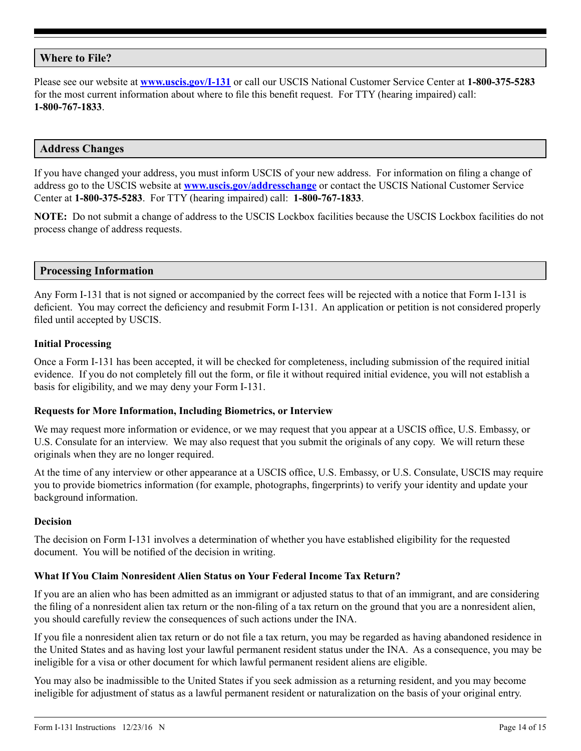## Where to File?

Please see our website at **[www.uscis.gov/I-131](http://www.uscis.gov/I-131)** or call our USCIS National Customer Service Center at **1-800-375-5283** for the most current information about where to file this benefit request. For TTY (hearing impaired) call: **1-800-767-1833**.

## Address Changes

If you have changed your address, you must inform USCIS of your new address. For information on filing a change of address go to the USCIS website at **[www.uscis.gov/addresschange](http://www.uscis.gov/addresschange)** or contact the USCIS National Customer Service Center at **1-800-375-5283**. For TTY (hearing impaired) call: **1-800-767-1833**.

**NOTE:** Do not submit a change of address to the USCIS Lockbox facilities because the USCIS Lockbox facilities do not process change of address requests.

## Processing Information

Any Form I-131 that is not signed or accompanied by the correct fees will be rejected with a notice that Form I-131 is deficient. You may correct the deficiency and resubmit Form I-131. An application or petition is not considered properly filed until accepted by USCIS.

### Initial Processing

Once a Form I-131 has been accepted, it will be checked for completeness, including submission of the required initial evidence. If you do not completely fill out the form, or file it without required initial evidence, you will not establish a basis for eligibility, and we may deny your Form I-131.

### Requests for More Information, Including Biometrics, or Interview

We may request more information or evidence, or we may request that you appear at a USCIS office, U.S. Embassy, or U.S. Consulate for an interview. We may also request that you submit the originals of any copy. We will return these originals when they are no longer required.

At the time of any interview or other appearance at a USCIS office, U.S. Embassy, or U.S. Consulate, USCIS may require you to provide biometrics information (for example, photographs, fingerprints) to verify your identity and update your background information.

### Decision

The decision on Form I-131 involves a determination of whether you have established eligibility for the requested document. You will be notified of the decision in writing.

### What If You Claim Nonresident Alien Status on Your Federal Income Tax Return?

If you are an alien who has been admitted as an immigrant or adjusted status to that of an immigrant, and are considering the filing of a nonresident alien tax return or the non-filing of a tax return on the ground that you are a nonresident alien, you should carefully review the consequences of such actions under the INA.

If you file a nonresident alien tax return or do not file a tax return, you may be regarded as having abandoned residence in the United States and as having lost your lawful permanent resident status under the INA. As a consequence, you may be ineligible for a visa or other document for which lawful permanent resident aliens are eligible.

You may also be inadmissible to the United States if you seek admission as a returning resident, and you may become ineligible for adjustment of status as a lawful permanent resident or naturalization on the basis of your original entry.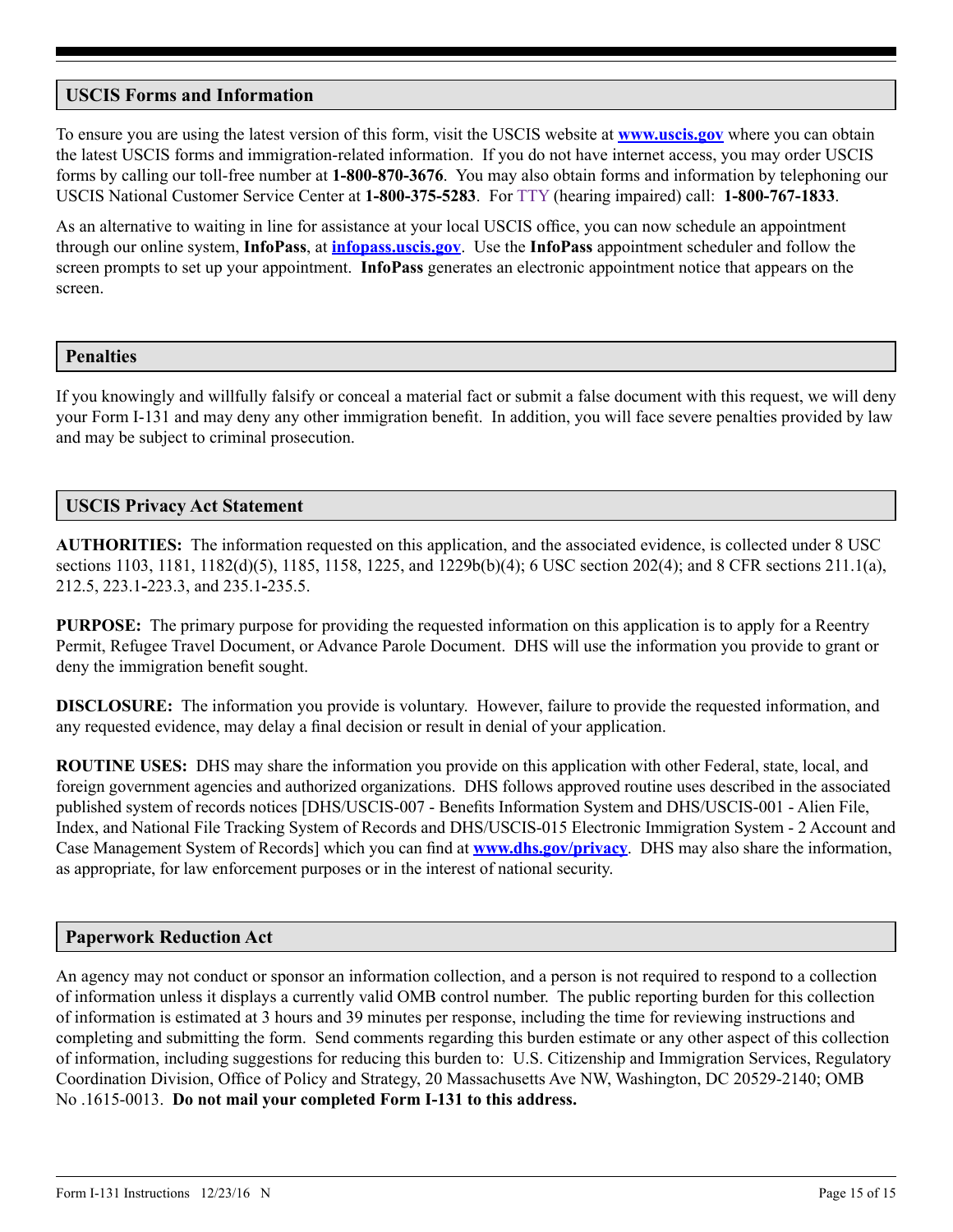## USCIS Forms and Information

To ensure you are using the latest version of this form, visit the USCIS website at **www.uscis.gov** where you can obtain the latest USCIS forms and immigration-related information. If you do not have internet access, you may order USCIS forms by calling our toll-free number at **1-800-870-3676**. You may also obtain forms and information by telephoning our USCIS National Customer Service Center at **1-800-375-5283**. For TTY (hearing impaired) call: **1-800-767-1833**.

As an alternative to waiting in line for assistance at your local USCIS office, you can now schedule an appointment through our online system, **InfoPass**, at **infopass.uscis.gov**. Use the **InfoPass** appointment scheduler and follow the screen prompts to set up your appointment. **InfoPass** generates an electronic appointment notice that appears on the screen.

## Penalties

If you knowingly and willfully falsify or conceal a material fact or submit a false document with this request, we will deny your Form I-131 and may deny any other immigration benefit. In addition, you will face severe penalties provided by law and may be subject to criminal prosecution.

## USCIS Privacy Act Statement

**AUTHORITIES:** The information requested on this application, and the associated evidence, is collected under 8 USC sections 1103, 1181, 1182(d)(5), 1185, 1158, 1225, and 1229b(b)(4); 6 USC section 202(4); and 8 CFR sections 211.1(a), 212.5, 223.1-223.3, and 235.1-235.5.

**PURPOSE:** The primary purpose for providing the requested information on this application is to apply for a Reentry Permit, Refugee Travel Document, or Advance Parole Document. DHS will use the information you provide to grant or deny the immigration benefit sought.

**DISCLOSURE:** The information you provide is voluntary. However, failure to provide the requested information, and any requested evidence, may delay a final decision or result in denial of your application.

**ROUTINE USES:** DHS may share the information you provide on this application with other Federal, state, local, and foreign government agencies and authorized organizations. DHS follows approved routine uses described in the associated published system of records notices [DHS/USCIS-007 - Benefits Information System and DHS/USCIS-001 - Alien File, Index, and National File Tracking System of Records and DHS/USCIS-015 Electronic Immigration System - 2 Account and Case Management System of Records] which you can find at **www.dhs.gov/privacy**. DHS may also share the information, as appropriate, for law enforcement purposes or in the interest of national security.

## Paperwork Reduction Act

An agency may not conduct or sponsor an information collection, and a person is not required to respond to a collection of information unless it displays a currently valid OMB control number. The public reporting burden for this collection of information is estimated at 3 hours and 39 minutes per response, including the time for reviewing instructions and completing and submitting the form. Send comments regarding this burden estimate or any other aspect of this collection of information, including suggestions for reducing this burden to: U.S. Citizenship and Immigration Services, Regulatory Coordination Division, Office of Policy and Strategy, 20 Massachusetts Ave NW, Washington, DC 20529-2140; OMB No .1615-0013. **Do not mail your completed Form I-131 to this address.**